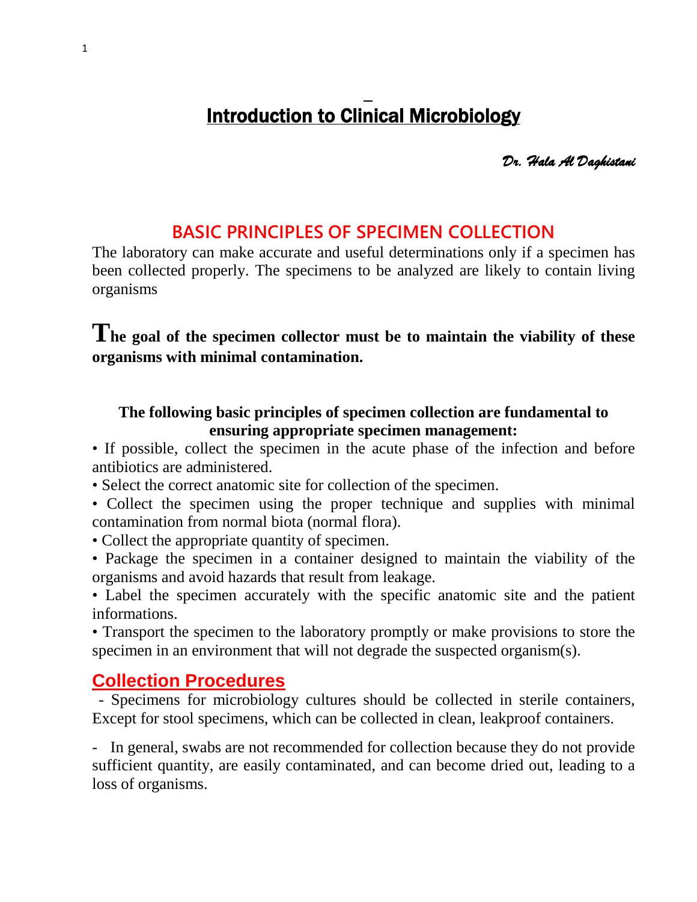# Introduction to Clinical Microbiology

*Dr. Hala Al Daghistani*

## BASIC PRINCIPLES OF SPECIMEN COLLECTION

The laboratory can make accurate and useful determinations only if a specimen has been collected properly. The specimens to be analyzed are likely to contain living organisms

**The goal of the specimen collector must be to maintain the viability of these organisms with minimal contamination.**

**The following basic principles of specimen collection are fundamental to ensuring appropriate specimen management:**

- If possible, collect the specimen in the acute phase of the infection and before antibiotics are administered.
- Select the correct anatomic site for collection of the specimen.
- Collect the specimen using the proper technique and supplies with minimal contamination from normal biota (normal flora).
- Collect the appropriate quantity of specimen.
- Package the specimen in a container designed to maintain the viability of the organisms and avoid hazards that result from leakage.
- Label the specimen accurately with the specific anatomic site and the patient informations.
- Transport the specimen to the laboratory promptly or make provisions to store the specimen in an environment that will not degrade the suspected organism(s).

## Collection Procedures

- Specimens for microbiology cultures should be collected in sterile containers, Except for stool specimens, which can be collected in clean, leakproof containers.

- In general, swabs are not recommended for collection because they do not provide sufficient quantity, are easily contaminated, and can become dried out, leading to a loss of organisms.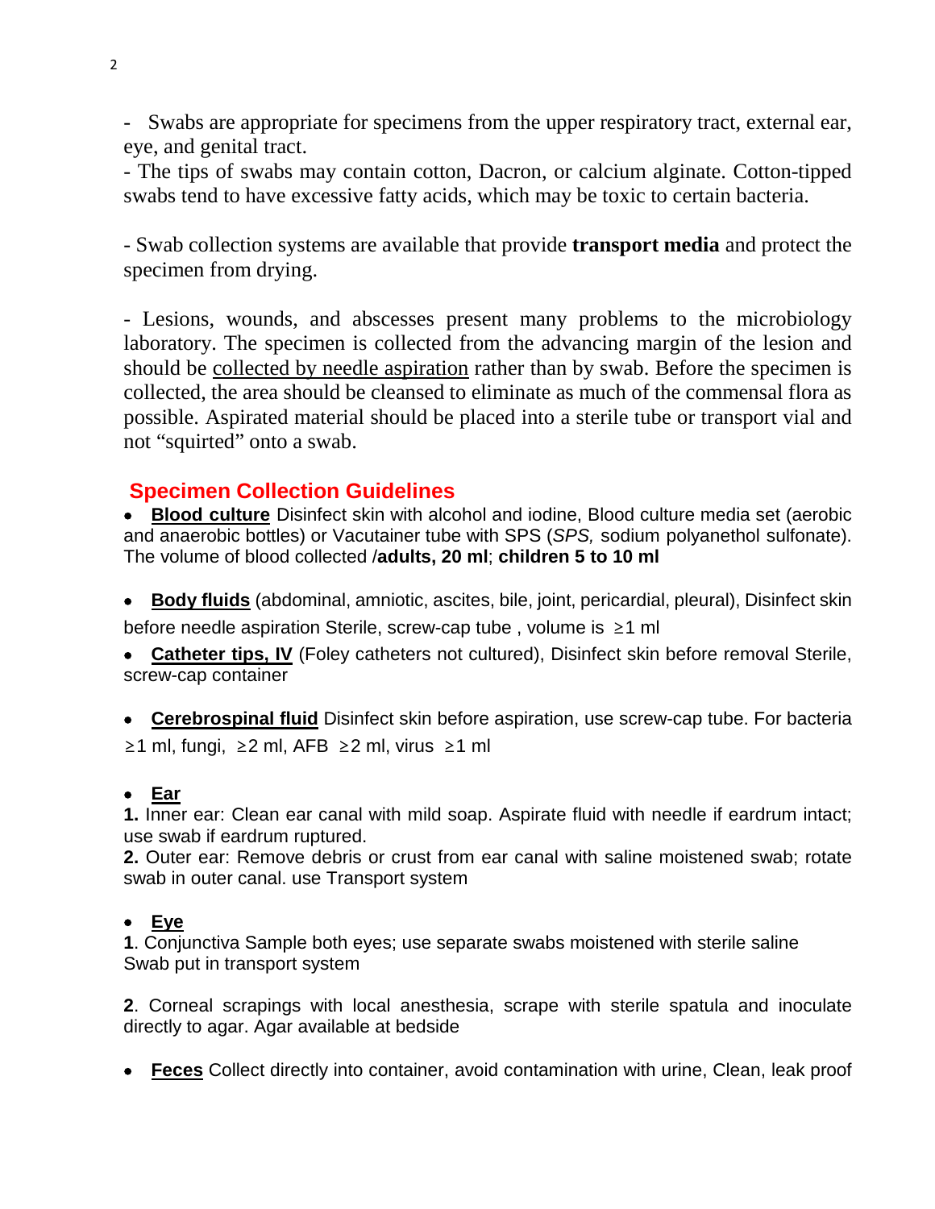- Swabs are appropriate for specimens from the upper respiratory tract, external ear, eye, and genital tract.
- The tips of swabs may contain cotton, Dacron, or calcium alginate. Cotton-tipped swabs tend to have excessive fatty acids, which may be toxic to certain bacteria.

- Swab collection systems are available that provide **transport media** and protect the specimen from drying.

- Lesions, wounds, and abscesses present many problems to the microbiology laboratory. The specimen is collected from the advancing margin of the lesion and should be collected by needle aspiration rather than by swab. Before the specimen is collected, the area should be cleansed to eliminate as much of the commensal flora as possible. Aspirated material should be placed into a sterile tube or transport vial and not "squirted" onto a swab.

## Specimen Collection Guidelines

- **Blood culture** Disinfect skin with alcohol and iodine, Blood culture media set (aerobic and anaerobic bottles) or Vacutainer tube with SPS (*SPS,* sodium polyanethol sulfonate). The volume of blood collected /**adults, 20 ml**; **children 5 to 10 ml**

- **Body fluids** (abdominal, amniotic, ascites, bile, joint, pericardial, pleural), Disinfect skin before needle aspiration Sterile, screw-cap tube , volume is ≥1 ml

- **Catheter tips, IV** (Foley catheters not cultured), Disinfect skin before removal Sterile, screw-cap container

- **Cerebrospinal fluid** Disinfect skin before aspiration, use screw-cap tube. For bacteria ≥1 ml, fungi, ≥2 ml, AFB ≥2 ml, virus ≥1 ml

- **Ear**

**1.** Inner ear: Clean ear canal with mild soap. Aspirate fluid with needle if eardrum intact; use swab if eardrum ruptured.

**2.** Outer ear: Remove debris or crust from ear canal with saline moistened swab; rotate swab in outer canal. use Transport system

- **Eye**

**1**. Conjunctiva Sample both eyes; use separate swabs moistened with sterile saline Swab put in transport system

**2**. Corneal scrapings with local anesthesia, scrape with sterile spatula and inoculate directly to agar. Agar available at bedside

- **Feces** Collect directly into container, avoid contamination with urine, Clean, leak proof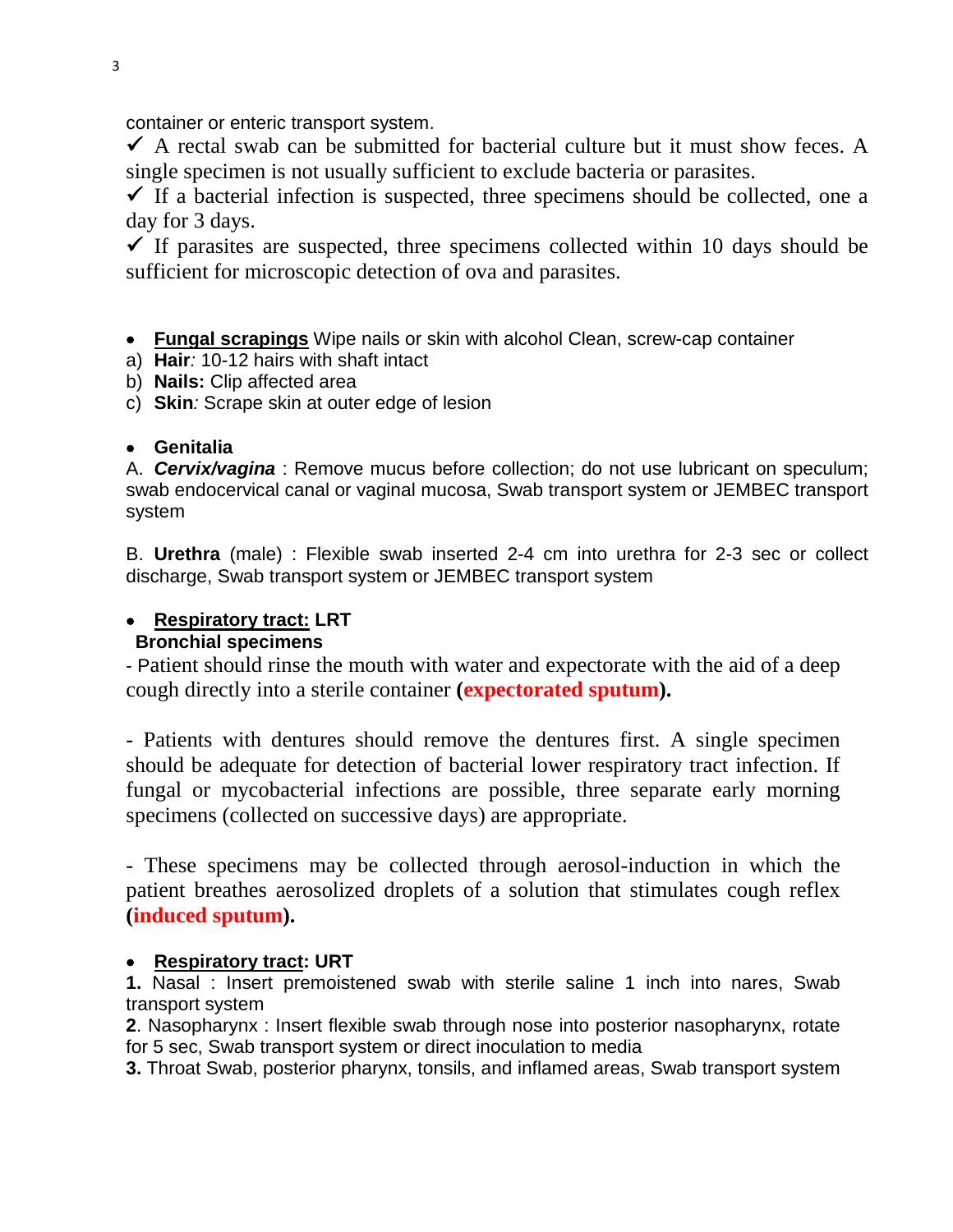container or enteric transport system.

✓ A rectal swab can be submitted for bacterial culture but it must show feces. A single specimen is not usually sufficient to exclude bacteria or parasites.

✓ If a bacterial infection is suspected, three specimens should be collected, one a day for 3 days.

✓ If parasites are suspected, three specimens collected within 10 days should be sufficient for microscopic detection of ova and parasites.

- **Fungal scrapings** Wipe nails or skin with alcohol Clean, screw-cap container

a) **Hair***:* 10-12 hairs with shaft intact
b) **Nails:** Clip affected area
c) **Skin***:* Scrape skin at outer edge of lesion

- **Genitalia**

A. ***Cervix/vagina*** : Remove mucus before collection; do not use lubricant on speculum; swab endocervical canal or vaginal mucosa, Swab transport system or JEMBEC transport system

B. **Urethra** (male) : Flexible swab inserted 2-4 cm into urethra for 2-3 sec or collect discharge, Swab transport system or JEMBEC transport system

- **Respiratory tract: LRT**

**Bronchial specimens**

- Patient should rinse the mouth with water and expectorate with the aid of a deep cough directly into a sterile container **(expectorated sputum).**

- Patients with dentures should remove the dentures first. A single specimen should be adequate for detection of bacterial lower respiratory tract infection. If fungal or mycobacterial infections are possible, three separate early morning specimens (collected on successive days) are appropriate.

- These specimens may be collected through aerosol-induction in which the patient breathes aerosolized droplets of a solution that stimulates cough reflex **(induced sputum).**

- **Respiratory tract: URT**

**1.** Nasal : Insert premoistened swab with sterile saline 1 inch into nares, Swab transport system

**2**. Nasopharynx : Insert flexible swab through nose into posterior nasopharynx, rotate for 5 sec, Swab transport system or direct inoculation to media

**3.** Throat Swab, posterior pharynx, tonsils, and inflamed areas, Swab transport system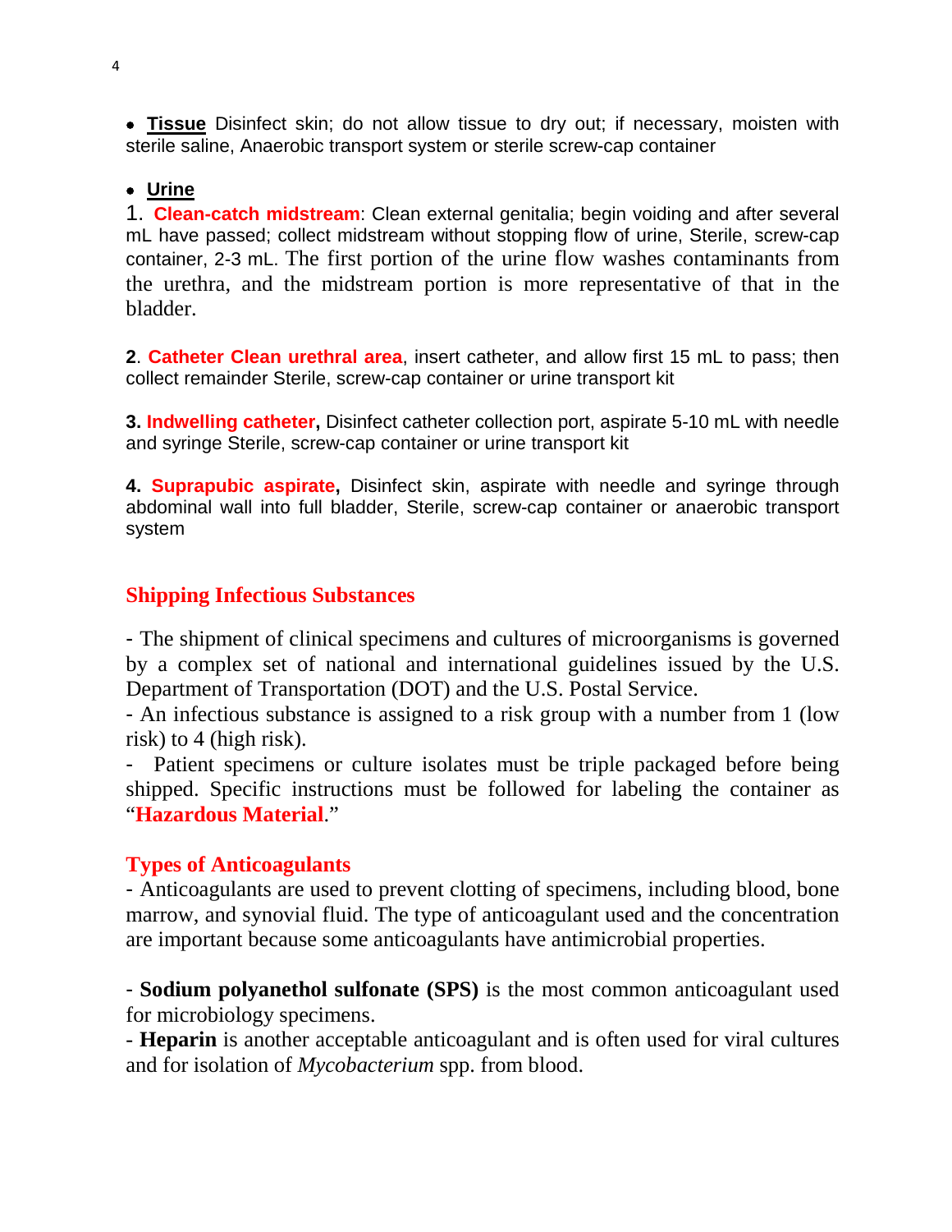- **Tissue** Disinfect skin; do not allow tissue to dry out; if necessary, moisten with sterile saline, Anaerobic transport system or sterile screw-cap container

- **Urine**

1. **Clean-catch midstream**: Clean external genitalia; begin voiding and after several mL have passed; collect midstream without stopping flow of urine, Sterile, screw-cap container, 2-3 mL. The first portion of the urine flow washes contaminants from the urethra, and the midstream portion is more representative of that in the bladder.

**2**. **Catheter Clean urethral area**, insert catheter, and allow first 15 mL to pass; then collect remainder Sterile, screw-cap container or urine transport kit

**3. Indwelling catheter,** Disinfect catheter collection port, aspirate 5-10 mL with needle and syringe Sterile, screw-cap container or urine transport kit

**4. Suprapubic aspirate,** Disinfect skin, aspirate with needle and syringe through abdominal wall into full bladder, Sterile, screw-cap container or anaerobic transport system

## Shipping Infectious Substances

- The shipment of clinical specimens and cultures of microorganisms is governed by a complex set of national and international guidelines issued by the U.S. Department of Transportation (DOT) and the U.S. Postal Service.
- An infectious substance is assigned to a risk group with a number from 1 (low risk) to 4 (high risk).
- Patient specimens or culture isolates must be triple packaged before being shipped. Specific instructions must be followed for labeling the container as "**Hazardous Material**."

## Types of Anticoagulants

- Anticoagulants are used to prevent clotting of specimens, including blood, bone marrow, and synovial fluid. The type of anticoagulant used and the concentration are important because some anticoagulants have antimicrobial properties.

- **Sodium polyanethol sulfonate (SPS)** is the most common anticoagulant used for microbiology specimens.
- **Heparin** is another acceptable anticoagulant and is often used for viral cultures and for isolation of *Mycobacterium* spp. from blood.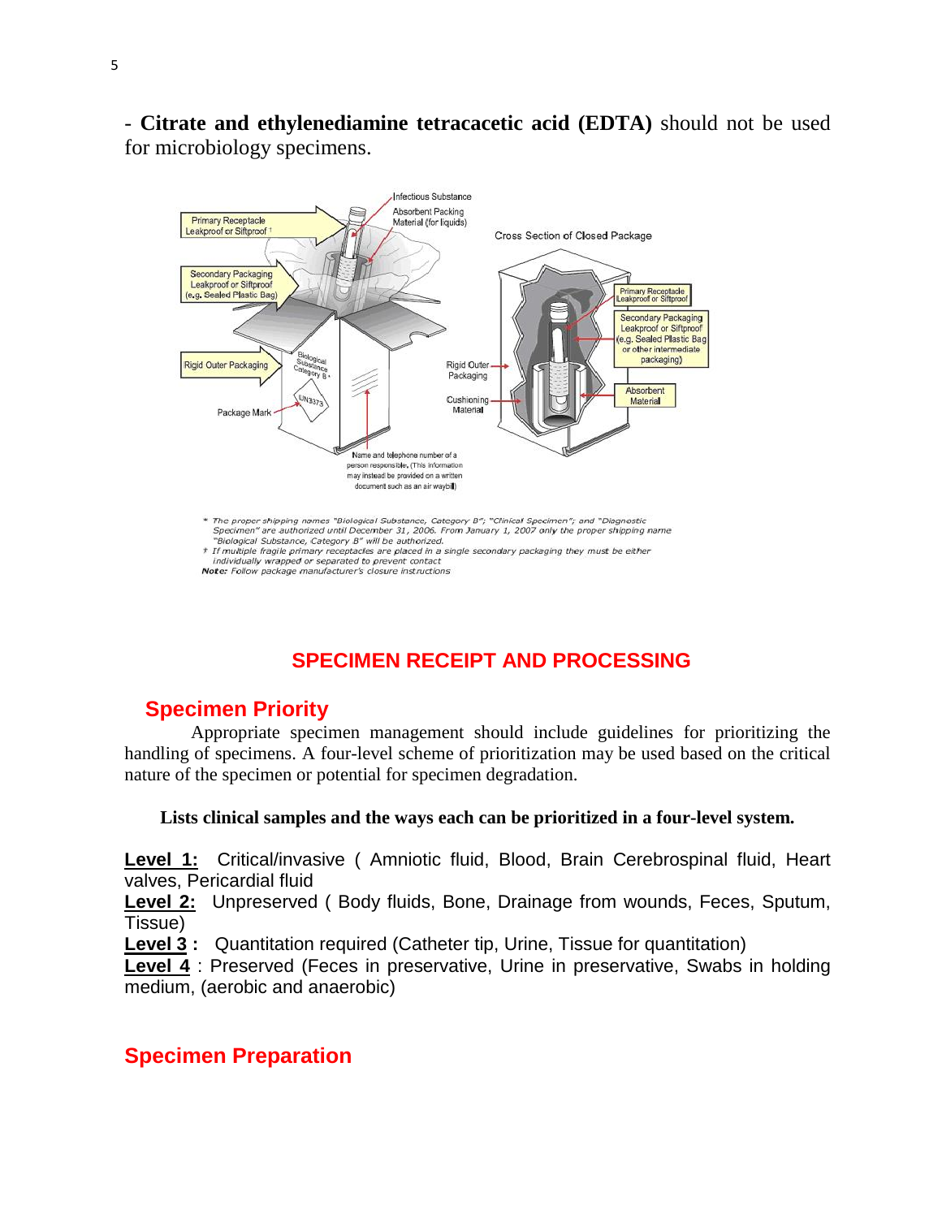- **Citrate and ethylenediamine tetracacetic acid (EDTA)** should not be used for microbiology specimens.

\* The proper shipping names "Biological Substance, Category B"; "Clinical Specimen"; and "Diagnostic Specimen" are authorized until December 31, 2006. From January 1, 2007 only the proper shipping name "Biological Substance, Category B" will be authorized.
† If multiple fragile primary receptacles are placed in a single secondary packaging they must be either individually wrapped or separated to prevent contact
**Note:** Follow package manufacturer's closure instructions

## SPECIMEN RECEIPT AND PROCESSING

### Specimen Priority

Appropriate specimen management should include guidelines for prioritizing the handling of specimens. A four-level scheme of prioritization may be used based on the critical nature of the specimen or potential for specimen degradation.

**Lists clinical samples and the ways each can be prioritized in a four-level system.**

**Level 1:** Critical/invasive ( Amniotic fluid, Blood, Brain Cerebrospinal fluid, Heart valves, Pericardial fluid
**Level 2:** Unpreserved ( Body fluids, Bone, Drainage from wounds, Feces, Sputum, Tissue)
**Level 3 :** Quantitation required (Catheter tip, Urine, Tissue for quantitation)
**Level 4** : Preserved (Feces in preservative, Urine in preservative, Swabs in holding medium, (aerobic and anaerobic)

### Specimen Preparation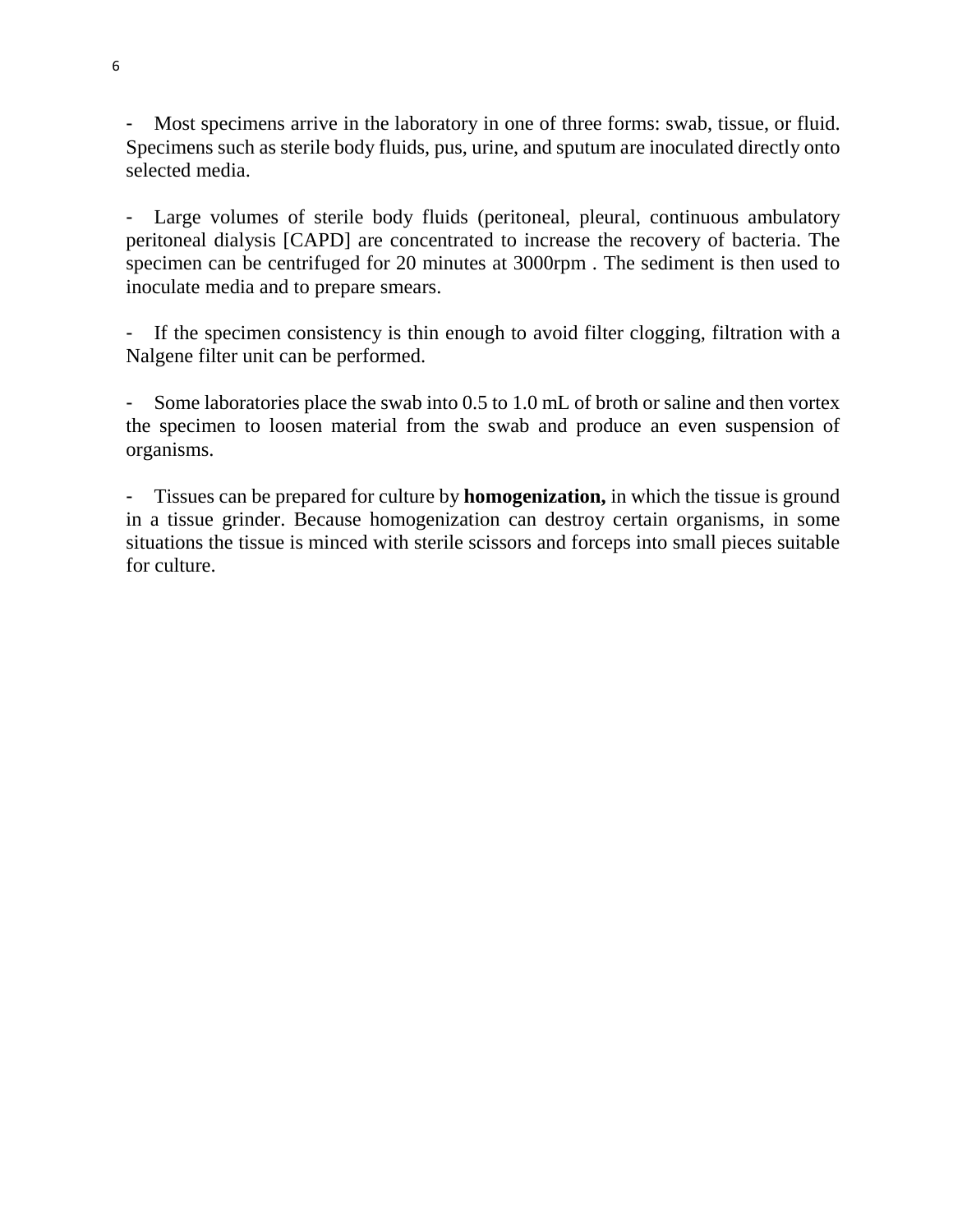- Most specimens arrive in the laboratory in one of three forms: swab, tissue, or fluid. Specimens such as sterile body fluids, pus, urine, and sputum are inoculated directly onto selected media.

- Large volumes of sterile body fluids (peritoneal, pleural, continuous ambulatory peritoneal dialysis [CAPD] are concentrated to increase the recovery of bacteria. The specimen can be centrifuged for 20 minutes at 3000rpm . The sediment is then used to inoculate media and to prepare smears.

- If the specimen consistency is thin enough to avoid filter clogging, filtration with a Nalgene filter unit can be performed.

- Some laboratories place the swab into 0.5 to 1.0 mL of broth or saline and then vortex the specimen to loosen material from the swab and produce an even suspension of organisms.

- Tissues can be prepared for culture by **homogenization,** in which the tissue is ground in a tissue grinder. Because homogenization can destroy certain organisms, in some situations the tissue is minced with sterile scissors and forceps into small pieces suitable for culture.